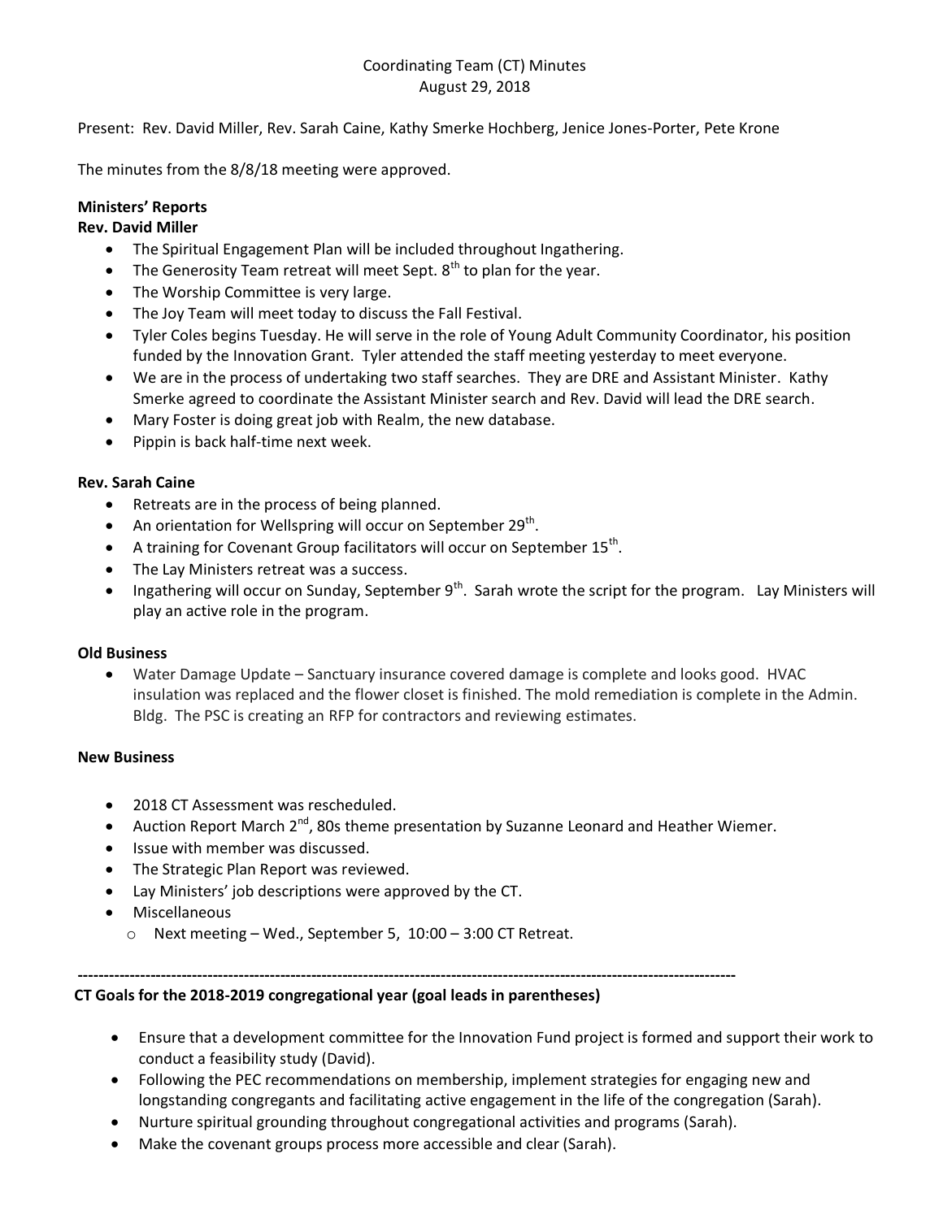# Coordinating Team (CT) Minutes
August 29, 2018

Present: Rev. David Miller, Rev. Sarah Caine, Kathy Smerke Hochberg, Jenice Jones-Porter, Pete Krone

The minutes from the 8/8/18 meeting were approved.

## Ministers' Reports

### Rev. David Miller

- The Spiritual Engagement Plan will be included throughout Ingathering.
- The Generosity Team retreat will meet Sept. 8th to plan for the year.
- The Worship Committee is very large.
- The Joy Team will meet today to discuss the Fall Festival.
- Tyler Coles begins Tuesday. He will serve in the role of Young Adult Community Coordinator, his position funded by the Innovation Grant. Tyler attended the staff meeting yesterday to meet everyone.
- We are in the process of undertaking two staff searches. They are DRE and Assistant Minister. Kathy Smerke agreed to coordinate the Assistant Minister search and Rev. David will lead the DRE search.
- Mary Foster is doing great job with Realm, the new database.
- Pippin is back half-time next week.

### Rev. Sarah Caine

- Retreats are in the process of being planned.
- An orientation for Wellspring will occur on September 29th.
- A training for Covenant Group facilitators will occur on September 15th.
- The Lay Ministers retreat was a success.
- Ingathering will occur on Sunday, September 9th. Sarah wrote the script for the program. Lay Ministers will play an active role in the program.

## Old Business

- Water Damage Update – Sanctuary insurance covered damage is complete and looks good. HVAC insulation was replaced and the flower closet is finished. The mold remediation is complete in the Admin. Bldg. The PSC is creating an RFP for contractors and reviewing estimates.

## New Business

- 2018 CT Assessment was rescheduled.
- Auction Report March 2nd, 80s theme presentation by Suzanne Leonard and Heather Wiemer.
- Issue with member was discussed.
- The Strategic Plan Report was reviewed.
- Lay Ministers' job descriptions were approved by the CT.
- Miscellaneous
  - Next meeting – Wed., September 5, 10:00 – 3:00 CT Retreat.

---

**CT Goals for the 2018-2019 congregational year (goal leads in parentheses)**

- Ensure that a development committee for the Innovation Fund project is formed and support their work to conduct a feasibility study (David).
- Following the PEC recommendations on membership, implement strategies for engaging new and longstanding congregants and facilitating active engagement in the life of the congregation (Sarah).
- Nurture spiritual grounding throughout congregational activities and programs (Sarah).
- Make the covenant groups process more accessible and clear (Sarah).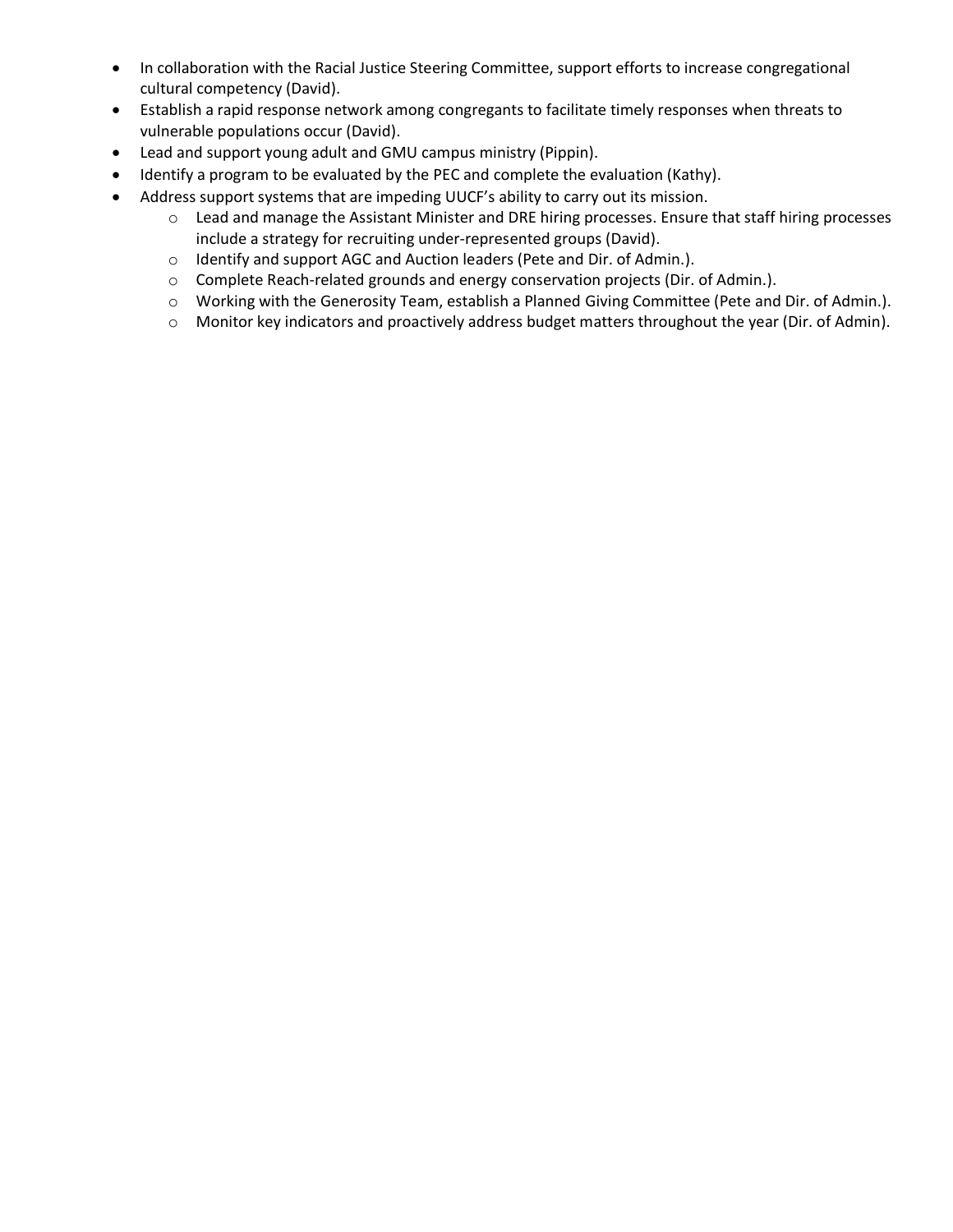- In collaboration with the Racial Justice Steering Committee, support efforts to increase congregational cultural competency (David).
- Establish a rapid response network among congregants to facilitate timely responses when threats to vulnerable populations occur (David).
- Lead and support young adult and GMU campus ministry (Pippin).
- Identify a program to be evaluated by the PEC and complete the evaluation (Kathy).
- Address support systems that are impeding UUCF's ability to carry out its mission.
    - Lead and manage the Assistant Minister and DRE hiring processes. Ensure that staff hiring processes include a strategy for recruiting under-represented groups (David).
    - Identify and support AGC and Auction leaders (Pete and Dir. of Admin.).
    - Complete Reach-related grounds and energy conservation projects (Dir. of Admin.).
    - Working with the Generosity Team, establish a Planned Giving Committee (Pete and Dir. of Admin.).
    - Monitor key indicators and proactively address budget matters throughout the year (Dir. of Admin).